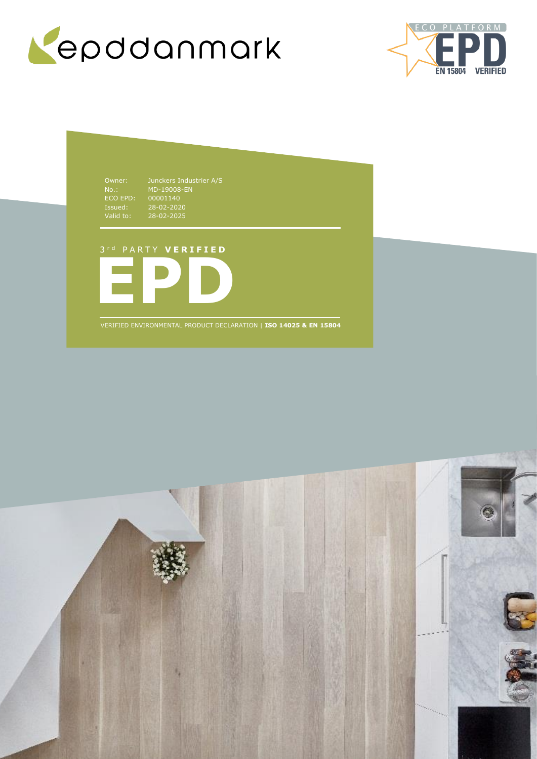epddanmark

ECO PLATFORM EPD EN 15804 VERIFIED

Owner: Junckers Industrier A/S
No.: MD-19008-EN
ECO EPD: 00001140
Issued: 28-02-2020
Valid to: 28-02-2025

3rd PARTY **VERIFIED**

# EPD

VERIFIED ENVIRONMENTAL PRODUCT DECLARATION | **ISO 14025 & EN 15804**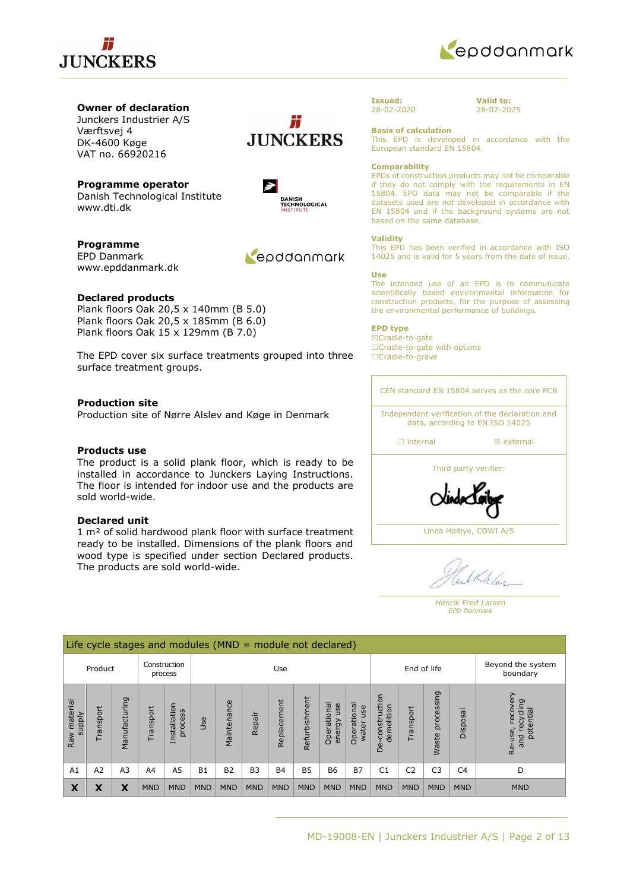**Owner of declaration**
Junckers Industrier A/S
Værftsvej 4
DK-4600 Køge
VAT no. 66920216

**Programme operator**
Danish Technological Institute
www.dti.dk

**Programme**
EPD Danmark
www.epddanmark.dk

**Declared products**
Plank floors Oak 20,5 x 140mm (B 5.0)
Plank floors Oak 20,5 x 185mm (B 6.0)
Plank floors Oak 15 x 129mm (B 7.0)

The EPD cover six surface treatments grouped into three surface treatment groups.

**Production site**
Production site of Nørre Alslev and Køge in Denmark

**Products use**
The product is a solid plank floor, which is ready to be installed in accordance to Junckers Laying Instructions. The floor is intended for indoor use and the products are sold world-wide.

**Declared unit**
1 m² of solid hardwood plank floor with surface treatment ready to be installed. Dimensions of the plank floors and wood type is specified under section Declared products. The products are sold world-wide.

**Issued:** 28-02-2020
**Valid to:** 28-02-2025

**Basis of calculation**
This EPD is developed in accordance with the European standard EN 15804.

**Comparability**
EPDs of construction products may not be comparable if they do not comply with the requirements in EN 15804. EPD data may not be comparable if the datasets used are not developed in accordance with EN 15804 and if the background systems are not based on the same database.

**Validity**
This EPD has been verified in accordance with ISO 14025 and is valid for 5 years from the date of issue.

**Use**
The intended use of an EPD is to communicate scientifically based environmental information for construction products, for the purpose of assessing the environmental performance of buildings.

**EPD type**
☒Cradle-to-gate
☐Cradle-to-gate with options
☐Cradle-to-grave

CEN standard EN 15804 serves as the core PCR

Independent verification of the declaration and data, according to EN ISO 14025

☐ internal ☒ external

Third party verifier:

Linda Høibye, COWI A/S

*Henrik Fred Larsen*
*EPD Danmark*

Life cycle stages and modules (MND = module not declared)

| Product | | | Construction process | | Use | | | | | | | End of life | | | | Beyond the system boundary |
|---|---|---|---|---|---|---|---|---|---|---|---|---|---|---|---|---|
| Raw material supply | Transport | Manufacturing | Transport | Installation process | Use | Maintenance | Repair | Replacement | Refurbishment | Operational energy use | Operational water use | De-construction demolition | Transport | Waste processing | Disposal | Re-use, recovery and recycling potential |
| A1 | A2 | A3 | A4 | A5 | B1 | B2 | B3 | B4 | B5 | B6 | B7 | C1 | C2 | C3 | C4 | D |
| **X** | **X** | **X** | MND | MND | MND | MND | MND | MND | MND | MND | MND | MND | MND | MND | MND | MND |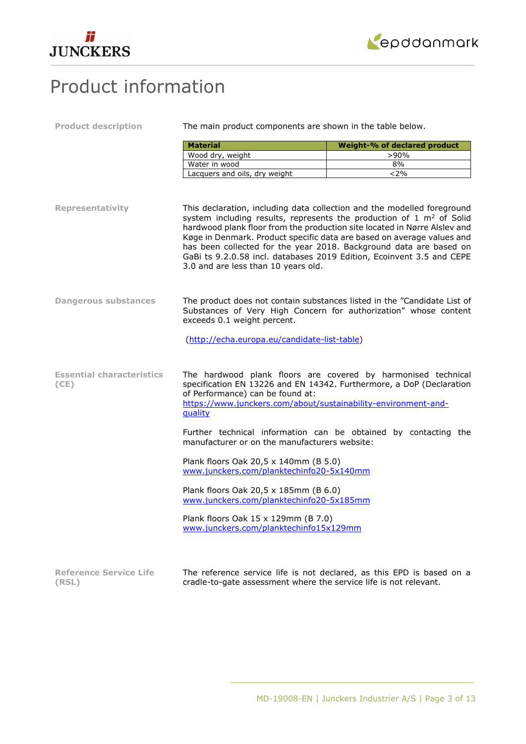# Product information

**Product description**

The main product components are shown in the table below.

| Material | Weight-% of declared product |
|---|---|
| Wood dry, weight | >90% |
| Water in wood | 8% |
| Lacquers and oils, dry weight | <2% |

**Representativity**

This declaration, including data collection and the modelled foreground system including results, represents the production of 1 m$^2$ of Solid hardwood plank floor from the production site located in Nørre Alslev and Køge in Denmark. Product specific data are based on average values and has been collected for the year 2018. Background data are based on GaBi ts 9.2.0.58 incl. databases 2019 Edition, Ecoinvent 3.5 and CEPE 3.0 and are less than 10 years old.

**Dangerous substances**

The product does not contain substances listed in the "Candidate List of Substances of Very High Concern for authorization" whose content exceeds 0.1 weight percent.

(http://echa.europa.eu/candidate-list-table)

**Essential characteristics (CE)**

The hardwood plank floors are covered by harmonised technical specification EN 13226 and EN 14342. Furthermore, a DoP (Declaration of Performance) can be found at: https://www.junckers.com/about/sustainability-environment-and-quality

Further technical information can be obtained by contacting the manufacturer or on the manufacturers website:

Plank floors Oak 20,5 x 140mm (B 5.0)
www.junckers.com/planktechinfo20-5x140mm

Plank floors Oak 20,5 x 185mm (B 6.0)
www.junckers.com/planktechinfo20-5x185mm

Plank floors Oak 15 x 129mm (B 7.0)
www.junckers.com/planktechinfo15x129mm

**Reference Service Life (RSL)**

The reference service life is not declared, as this EPD is based on a cradle-to-gate assessment where the service life is not relevant.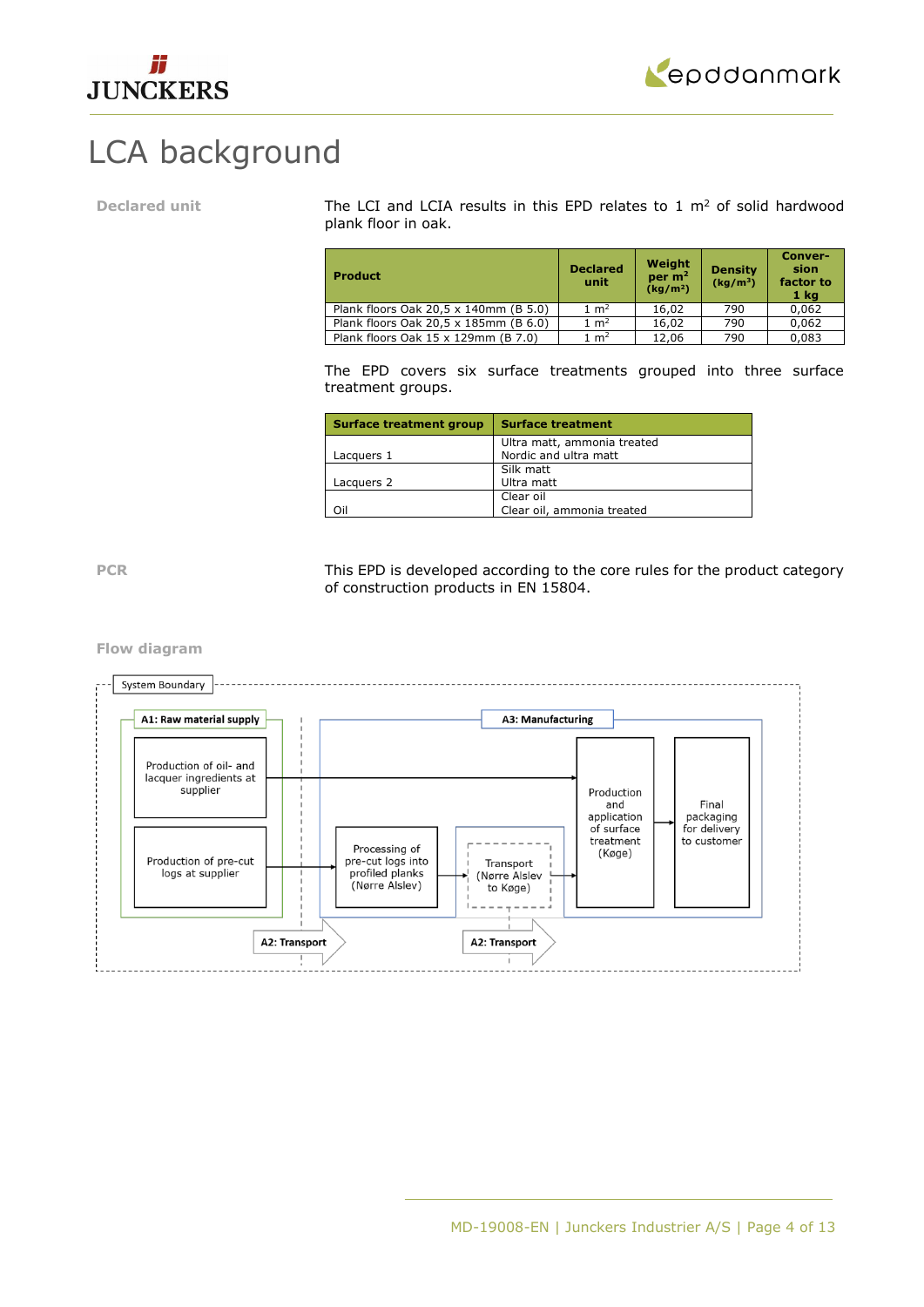# LCA background

**Declared unit**

The LCI and LCIA results in this EPD relates to 1 $m^2$ of solid hardwood plank floor in oak.

| Product | Declared unit | Weight per $m^2$ ($kg/m^2$) | Density ($kg/m^3$) | Conversion factor to 1 kg |
|---|---|---|---|---|
| Plank floors Oak 20,5 x 140mm (B 5.0) | 1 $m^2$ | 16,02 | 790 | 0,062 |
| Plank floors Oak 20,5 x 185mm (B 6.0) | 1 $m^2$ | 16,02 | 790 | 0,062 |
| Plank floors Oak 15 x 129mm (B 7.0) | 1 $m^2$ | 12,06 | 790 | 0,083 |

The EPD covers six surface treatments grouped into three surface treatment groups.

| Surface treatment group | Surface treatment |
|---|---|
| Lacquers 1 | Ultra matt, ammonia treated<br>Nordic and ultra matt |
| Lacquers 2 | Silk matt<br>Ultra matt |
| Oil | Clear oil<br>Clear oil, ammonia treated |

**PCR**

This EPD is developed according to the core rules for the product category of construction products in EN 15804.

**Flow diagram**

System Boundary

A1: Raw material supply
- Production of oil- and lacquer ingredients at supplier
- Production of pre-cut logs at supplier

A3: Manufacturing
- Processing of pre-cut logs into profiled planks (Nørre Alslev)
- Transport (Nørre Alslev to Køge)
- Production and application of surface treatment (Køge)
- Final packaging for delivery to customer

A2: Transport

A2: Transport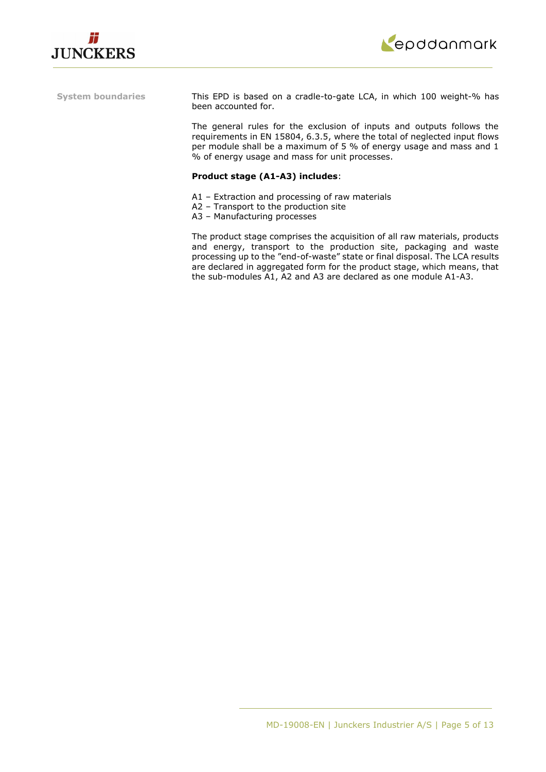**System boundaries**

This EPD is based on a cradle-to-gate LCA, in which 100 weight-% has been accounted for.

The general rules for the exclusion of inputs and outputs follows the requirements in EN 15804, 6.3.5, where the total of neglected input flows per module shall be a maximum of 5 % of energy usage and mass and 1 % of energy usage and mass for unit processes.

**Product stage (A1-A3) includes**:

A1 – Extraction and processing of raw materials
A2 – Transport to the production site
A3 – Manufacturing processes

The product stage comprises the acquisition of all raw materials, products and energy, transport to the production site, packaging and waste processing up to the "end-of-waste" state or final disposal. The LCA results are declared in aggregated form for the product stage, which means, that the sub-modules A1, A2 and A3 are declared as one module A1-A3.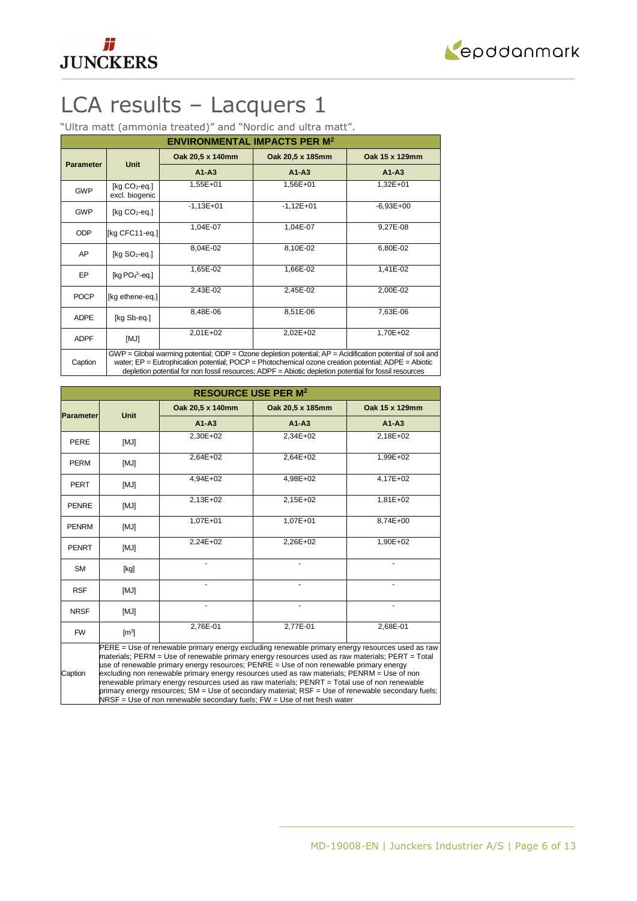# LCA results – Lacquers 1

"Ultra matt (ammonia treated)" and "Nordic and ultra matt".

| ENVIRONMENTAL IMPACTS PER M² | | | | |
|---|---|---|---|---|
| **Parameter** | **Unit** | **Oak 20,5 x 140mm** | **Oak 20,5 x 185mm** | **Oak 15 x 129mm** |
| | | **A1-A3** | **A1-A3** | **A1-A3** |
| GWP | [kg $CO_2$-eq.] excl. biogenic | 1,55E+01 | 1,56E+01 | 1,32E+01 |
| GWP | [kg $CO_2$-eq.] | -1,13E+01 | -1,12E+01 | -6,93E+00 |
| ODP | [kg CFC11-eq.] | 1,04E-07 | 1,04E-07 | 9,27E-08 |
| AP | [kg $SO_2$-eq.] | 8,04E-02 | 8,10E-02 | 6,80E-02 |
| EP | [kg $PO_4^{3-}$-eq.] | 1,65E-02 | 1,66E-02 | 1,41E-02 |
| POCP | [kg ethene-eq.] | 2,43E-02 | 2,45E-02 | 2,00E-02 |
| ADPE | [kg Sb-eq.] | 8,48E-06 | 8,51E-06 | 7,63E-06 |
| ADPF | [MJ] | 2,01E+02 | 2,02E+02 | 1,70E+02 |
| Caption | GWP = Global warming potential; ODP = Ozone depletion potential; AP = Acidification potential of soil and water; EP = Eutrophication potential; POCP = Photochemical ozone creation potential; ADPE = Abiotic depletion potential for non fossil resources; ADPF = Abiotic depletion potential for fossil resources | | | |

| RESOURCE USE PER M² | | | | |
|---|---|---|---|---|
| **Parameter** | **Unit** | **Oak 20,5 x 140mm** | **Oak 20,5 x 185mm** | **Oak 15 x 129mm** |
| | | **A1-A3** | **A1-A3** | **A1-A3** |
| PERE | [MJ] | 2,30E+02 | 2,34E+02 | 2,18E+02 |
| PERM | [MJ] | 2,64E+02 | 2,64E+02 | 1,99E+02 |
| PERT | [MJ] | 4,94E+02 | 4,98E+02 | 4,17E+02 |
| PENRE | [MJ] | 2,13E+02 | 2,15E+02 | 1,81E+02 |
| PENRM | [MJ] | 1,07E+01 | 1,07E+01 | 8,74E+00 |
| PENRT | [MJ] | 2,24E+02 | 2,26E+02 | 1,90E+02 |
| SM | [kg] | - | - | - |
| RSF | [MJ] | - | - | - |
| NRSF | [MJ] | - | - | - |
| FW | [m³] | 2,76E-01 | 2,77E-01 | 2,68E-01 |
| Caption | PERE = Use of renewable primary energy excluding renewable primary energy resources used as raw materials; PERM = Use of renewable primary energy resources used as raw materials; PERT = Total use of renewable primary energy resources; PENRE = Use of non renewable primary energy excluding non renewable primary energy resources used as raw materials; PENRM = Use of non renewable primary energy resources used as raw materials; PENRT = Total use of non renewable primary energy resources; SM = Use of secondary material; RSF = Use of renewable secondary fuels; NRSF = Use of non renewable secondary fuels; FW = Use of net fresh water | | | |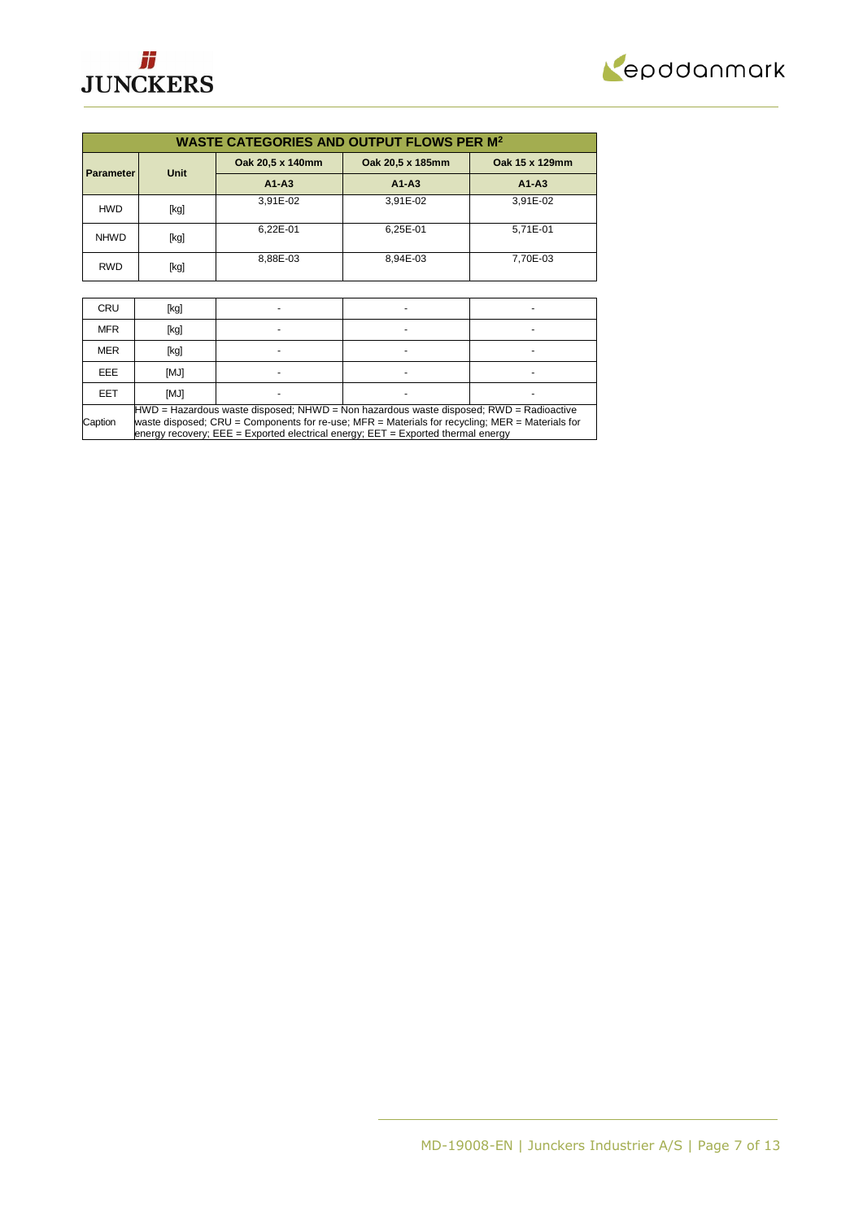| WASTE CATEGORIES AND OUTPUT FLOWS PER M² | | | | |
|---|---|---|---|---|
| Parameter | Unit | Oak 20,5 x 140mm | Oak 20,5 x 185mm | Oak 15 x 129mm |
| | | A1-A3 | A1-A3 | A1-A3 |
| HWD | [kg] | 3,91E-02 | 3,91E-02 | 3,91E-02 |
| NHWD | [kg] | 6,22E-01 | 6,25E-01 | 5,71E-01 |
| RWD | [kg] | 8,88E-03 | 8,94E-03 | 7,70E-03 |

| | | | | |
|---|---|---|---|---|
| CRU | [kg] | - | - | - |
| MFR | [kg] | - | - | - |
| MER | [kg] | - | - | - |
| EEE | [MJ] | - | - | - |
| EET | [MJ] | - | - | - |
| Caption | HWD = Hazardous waste disposed; NHWD = Non hazardous waste disposed; RWD = Radioactive waste disposed; CRU = Components for re-use; MFR = Materials for recycling; MER = Materials for energy recovery; EEE = Exported electrical energy; EET = Exported thermal energy | | | |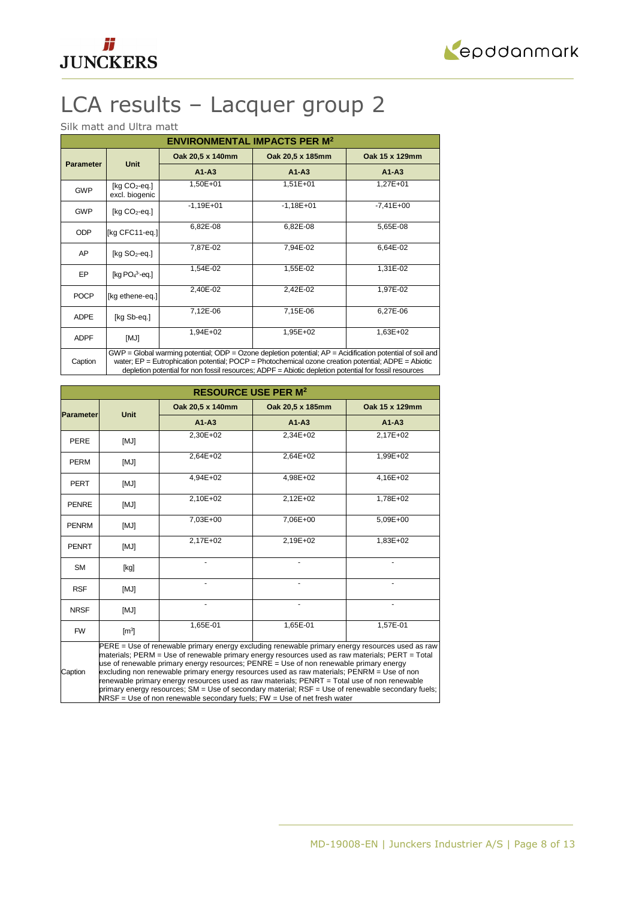# LCA results – Lacquer group 2

Silk matt and Ultra matt

| ENVIRONMENTAL IMPACTS PER M² | | | | |
|---|---|---|---|---|
| Parameter | Unit | Oak 20,5 x 140mm | Oak 20,5 x 185mm | Oak 15 x 129mm |
| | | A1-A3 | A1-A3 | A1-A3 |
| GWP | [kg $CO_2$-eq.] excl. biogenic | 1,50E+01 | 1,51E+01 | 1,27E+01 |
| GWP | [kg $CO_2$-eq.] | -1,19E+01 | -1,18E+01 | -7,41E+00 |
| ODP | [kg CFC11-eq.] | 6,82E-08 | 6,82E-08 | 5,65E-08 |
| AP | [kg $SO_2$-eq.] | 7,87E-02 | 7,94E-02 | 6,64E-02 |
| EP | [kg $PO_4^{3-}$-eq.] | 1,54E-02 | 1,55E-02 | 1,31E-02 |
| POCP | [kg ethene-eq.] | 2,40E-02 | 2,42E-02 | 1,97E-02 |
| ADPE | [kg Sb-eq.] | 7,12E-06 | 7,15E-06 | 6,27E-06 |
| ADPF | [MJ] | 1,94E+02 | 1,95E+02 | 1,63E+02 |
| Caption | GWP = Global warming potential; ODP = Ozone depletion potential; AP = Acidification potential of soil and water; EP = Eutrophication potential; POCP = Photochemical ozone creation potential; ADPE = Abiotic depletion potential for non fossil resources; ADPF = Abiotic depletion potential for fossil resources | | | |

| RESOURCE USE PER M² | | | | |
|---|---|---|---|---|
| Parameter | Unit | Oak 20,5 x 140mm | Oak 20,5 x 185mm | Oak 15 x 129mm |
| | | A1-A3 | A1-A3 | A1-A3 |
| PERE | [MJ] | 2,30E+02 | 2,34E+02 | 2,17E+02 |
| PERM | [MJ] | 2,64E+02 | 2,64E+02 | 1,99E+02 |
| PERT | [MJ] | 4,94E+02 | 4,98E+02 | 4,16E+02 |
| PENRE | [MJ] | 2,10E+02 | 2,12E+02 | 1,78E+02 |
| PENRM | [MJ] | 7,03E+00 | 7,06E+00 | 5,09E+00 |
| PENRT | [MJ] | 2,17E+02 | 2,19E+02 | 1,83E+02 |
| SM | [kg] | - | - | - |
| RSF | [MJ] | - | - | - |
| NRSF | [MJ] | - | - | - |
| FW | [m³] | 1,65E-01 | 1,65E-01 | 1,57E-01 |
| Caption | PERE = Use of renewable primary energy excluding renewable primary energy resources used as raw materials; PERM = Use of renewable primary energy resources used as raw materials; PERT = Total use of renewable primary energy resources; PENRE = Use of non renewable primary energy excluding non renewable primary energy resources used as raw materials; PENRM = Use of non renewable primary energy resources used as raw materials; PENRT = Total use of non renewable primary energy resources; SM = Use of secondary material; RSF = Use of renewable secondary fuels; NRSF = Use of non renewable secondary fuels; FW = Use of net fresh water | | | |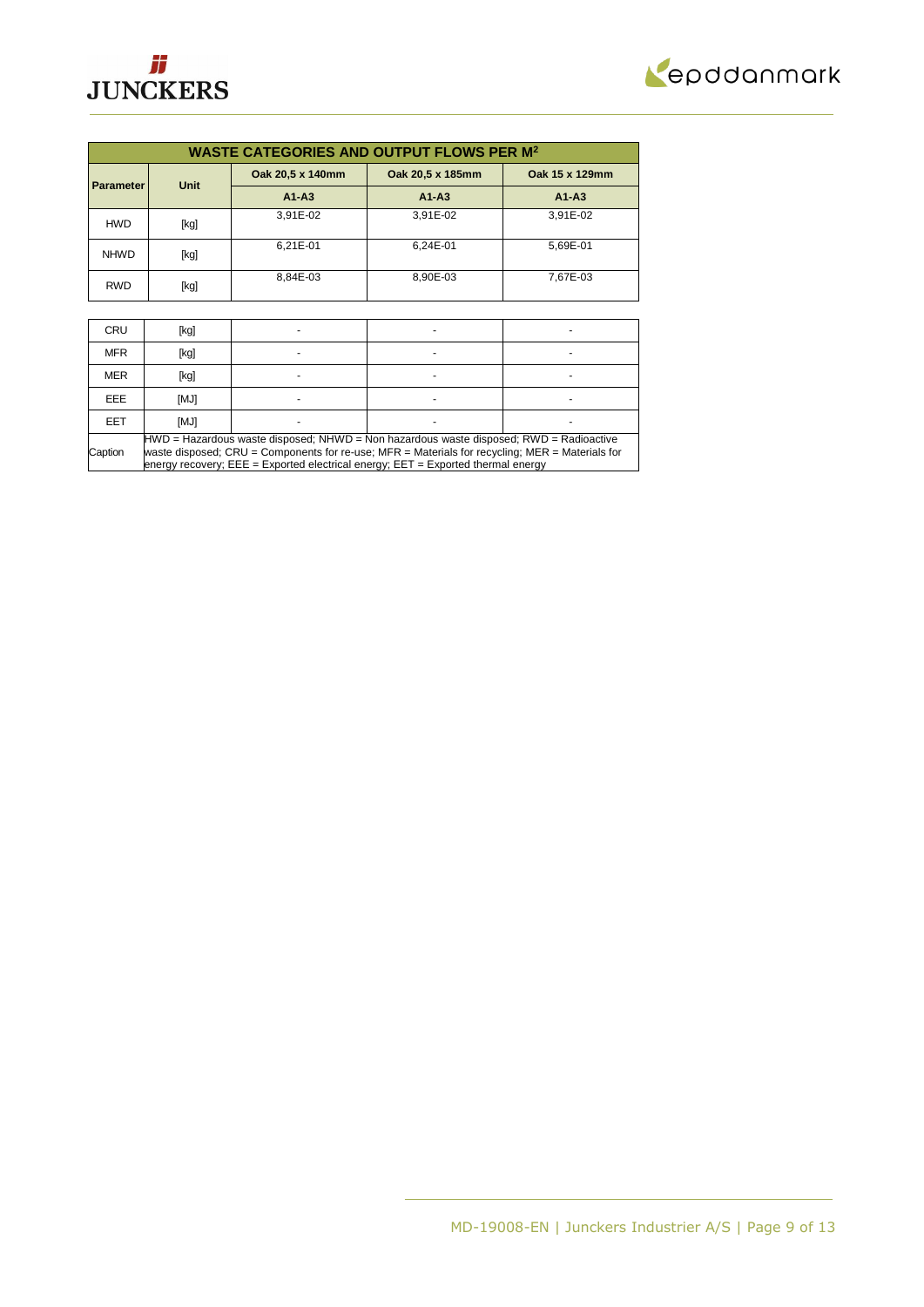| WASTE CATEGORIES AND OUTPUT FLOWS PER M² | | | | |
| --- | --- | --- | --- | --- |
| Parameter | Unit | Oak 20,5 x 140mm | Oak 20,5 x 185mm | Oak 15 x 129mm |
| | | A1-A3 | A1-A3 | A1-A3 |
| HWD | [kg] | 3,91E-02 | 3,91E-02 | 3,91E-02 |
| NHWD | [kg] | 6,21E-01 | 6,24E-01 | 5,69E-01 |
| RWD | [kg] | 8,84E-03 | 8,90E-03 | 7,67E-03 |
| CRU | [kg] | - | - | - |
| MFR | [kg] | - | - | - |
| MER | [kg] | - | - | - |
| EEE | [MJ] | - | - | - |
| EET | [MJ] | - | - | - |
| Caption | HWD = Hazardous waste disposed; NHWD = Non hazardous waste disposed; RWD = Radioactive waste disposed; CRU = Components for re-use; MFR = Materials for recycling; MER = Materials for energy recovery; EEE = Exported electrical energy; EET = Exported thermal energy | | | |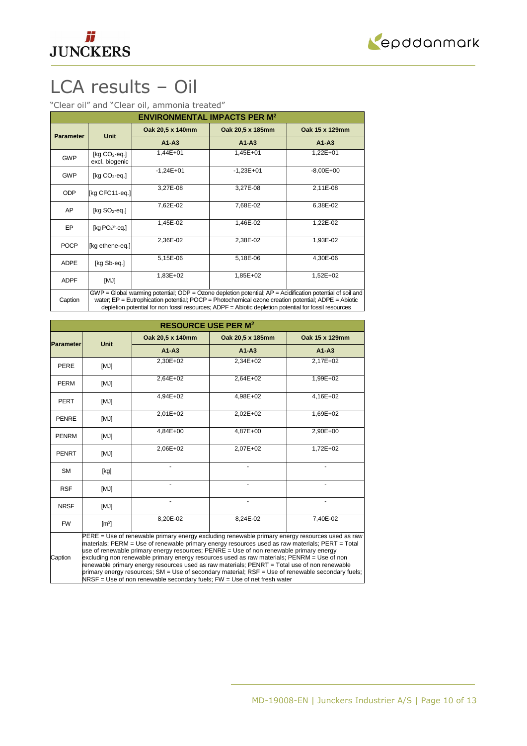# LCA results – Oil

"Clear oil" and "Clear oil, ammonia treated"

| ENVIRONMENTAL IMPACTS PER M² | | | | |
|---|---|---|---|---|
| Parameter | Unit | Oak 20,5 x 140mm | Oak 20,5 x 185mm | Oak 15 x 129mm |
| | | A1-A3 | A1-A3 | A1-A3 |
| GWP | [kg $CO_2$-eq.] excl. biogenic | 1,44E+01 | 1,45E+01 | 1,22E+01 |
| GWP | [kg $CO_2$-eq.] | -1,24E+01 | -1,23E+01 | -8,00E+00 |
| ODP | [kg CFC11-eq.] | 3,27E-08 | 3,27E-08 | 2,11E-08 |
| AP | [kg $SO_2$-eq.] | 7,62E-02 | 7,68E-02 | 6,38E-02 |
| EP | [kg $PO_4^{3-}$-eq.] | 1,45E-02 | 1,46E-02 | 1,22E-02 |
| POCP | [kg ethene-eq.] | 2,36E-02 | 2,38E-02 | 1,93E-02 |
| ADPE | [kg Sb-eq.] | 5,15E-06 | 5,18E-06 | 4,30E-06 |
| ADPF | [MJ] | 1,83E+02 | 1,85E+02 | 1,52E+02 |
| Caption | GWP = Global warming potential; ODP = Ozone depletion potential; AP = Acidification potential of soil and water; EP = Eutrophication potential; POCP = Photochemical ozone creation potential; ADPE = Abiotic depletion potential for non fossil resources; ADPF = Abiotic depletion potential for fossil resources | | | |

| RESOURCE USE PER M² | | | | |
|---|---|---|---|---|
| Parameter | Unit | Oak 20,5 x 140mm | Oak 20,5 x 185mm | Oak 15 x 129mm |
| | | A1-A3 | A1-A3 | A1-A3 |
| PERE | [MJ] | 2,30E+02 | 2,34E+02 | 2,17E+02 |
| PERM | [MJ] | 2,64E+02 | 2,64E+02 | 1,99E+02 |
| PERT | [MJ] | 4,94E+02 | 4,98E+02 | 4,16E+02 |
| PENRE | [MJ] | 2,01E+02 | 2,02E+02 | 1,69E+02 |
| PENRM | [MJ] | 4,84E+00 | 4,87E+00 | 2,90E+00 |
| PENRT | [MJ] | 2,06E+02 | 2,07E+02 | 1,72E+02 |
| SM | [kg] | - | - | - |
| RSF | [MJ] | - | - | - |
| NRSF | [MJ] | - | - | - |
| FW | [m³] | 8,20E-02 | 8,24E-02 | 7,40E-02 |
| Caption | PERE = Use of renewable primary energy excluding renewable primary energy resources used as raw materials; PERM = Use of renewable primary energy resources used as raw materials; PERT = Total use of renewable primary energy resources; PENRE = Use of non renewable primary energy excluding non renewable primary energy resources used as raw materials; PENRM = Use of non renewable primary energy resources used as raw materials; PENRT = Total use of non renewable primary energy resources; SM = Use of secondary material; RSF = Use of renewable secondary fuels; NRSF = Use of non renewable secondary fuels; FW = Use of net fresh water | | | |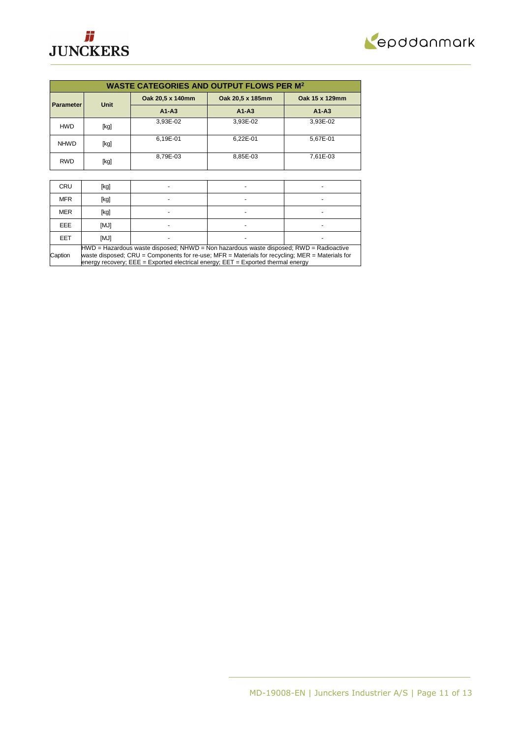| WASTE CATEGORIES AND OUTPUT FLOWS PER M² | | | | |
|---|---|---|---|---|
| Parameter | Unit | Oak 20,5 x 140mm | Oak 20,5 x 185mm | Oak 15 x 129mm |
| | | A1-A3 | A1-A3 | A1-A3 |
| HWD | [kg] | 3,93E-02 | 3,93E-02 | 3,93E-02 |
| NHWD | [kg] | 6,19E-01 | 6,22E-01 | 5,67E-01 |
| RWD | [kg] | 8,79E-03 | 8,85E-03 | 7,61E-03 |
| CRU | [kg] | - | - | - |
| MFR | [kg] | - | - | - |
| MER | [kg] | - | - | - |
| EEE | [MJ] | - | - | - |
| EET | [MJ] | - | - | - |
| Caption | HWD = Hazardous waste disposed; NHWD = Non hazardous waste disposed; RWD = Radioactive waste disposed; CRU = Components for re-use; MFR = Materials for recycling; MER = Materials for energy recovery; EEE = Exported electrical energy; EET = Exported thermal energy | | | |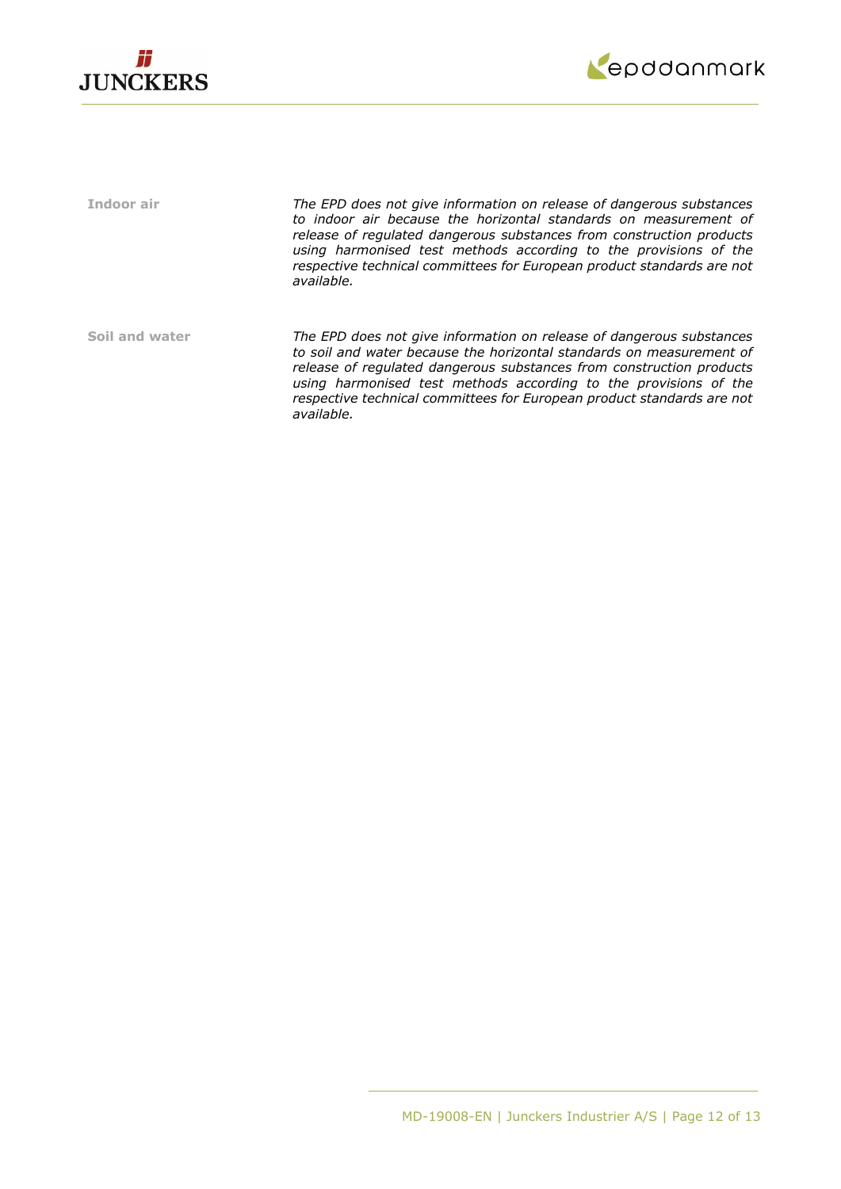**Indoor air**

*The EPD does not give information on release of dangerous substances to indoor air because the horizontal standards on measurement of release of regulated dangerous substances from construction products using harmonised test methods according to the provisions of the respective technical committees for European product standards are not available.*

**Soil and water**

*The EPD does not give information on release of dangerous substances to soil and water because the horizontal standards on measurement of release of regulated dangerous substances from construction products using harmonised test methods according to the provisions of the respective technical committees for European product standards are not available.*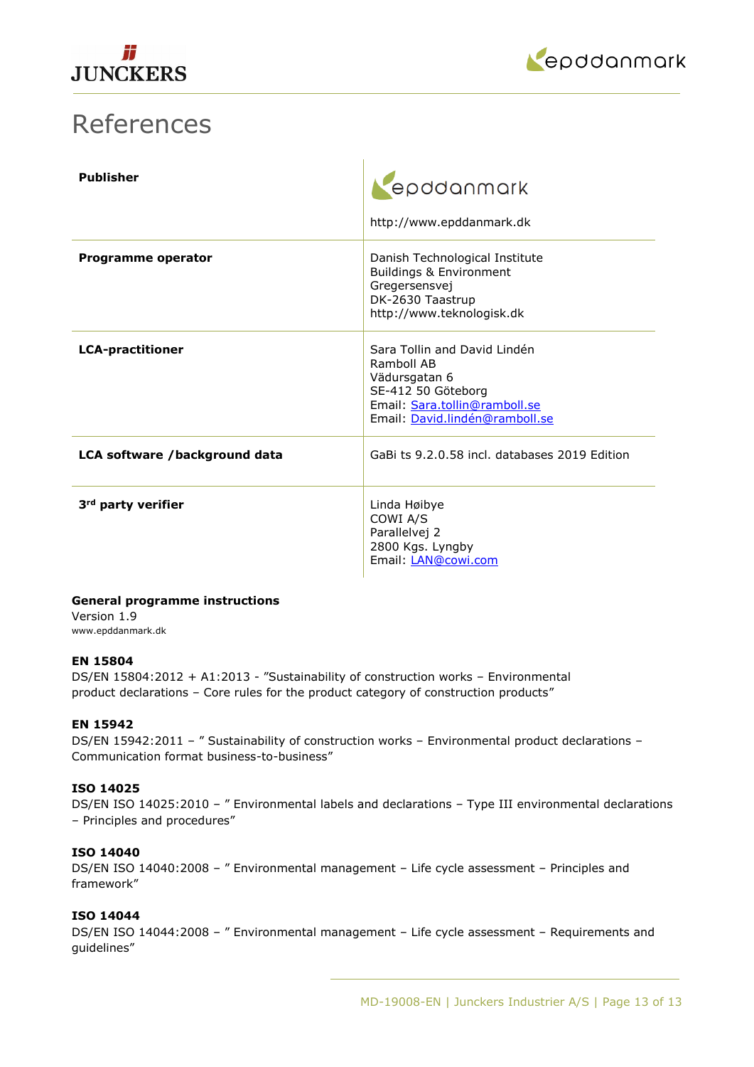# References

| | |
|---|---|
| **Publisher** | epddanmark<br>http://www.epddanmark.dk |
| **Programme operator** | Danish Technological Institute<br>Buildings & Environment<br>Gregersensvej<br>DK-2630 Taastrup<br>http://www.teknologisk.dk |
| **LCA-practitioner** | Sara Tollin and David Lindén<br>Ramboll AB<br>Vädursgatan 6<br>SE-412 50 Göteborg<br>Email: Sara.tollin@ramboll.se<br>Email: David.lindén@ramboll.se |
| **LCA software /background data** | GaBi ts 9.2.0.58 incl. databases 2019 Edition |
| **3rd party verifier** | Linda Høibye<br>COWI A/S<br>Parallelvej 2<br>2800 Kgs. Lyngby<br>Email: LAN@cowi.com |

**General programme instructions**
Version 1.9
www.epddanmark.dk

**EN 15804**
DS/EN 15804:2012 + A1:2013 - "Sustainability of construction works – Environmental product declarations – Core rules for the product category of construction products"

**EN 15942**
DS/EN 15942:2011 – " Sustainability of construction works – Environmental product declarations – Communication format business-to-business"

**ISO 14025**
DS/EN ISO 14025:2010 – " Environmental labels and declarations – Type III environmental declarations – Principles and procedures"

**ISO 14040**
DS/EN ISO 14040:2008 – " Environmental management – Life cycle assessment – Principles and framework"

**ISO 14044**
DS/EN ISO 14044:2008 – " Environmental management – Life cycle assessment – Requirements and guidelines"